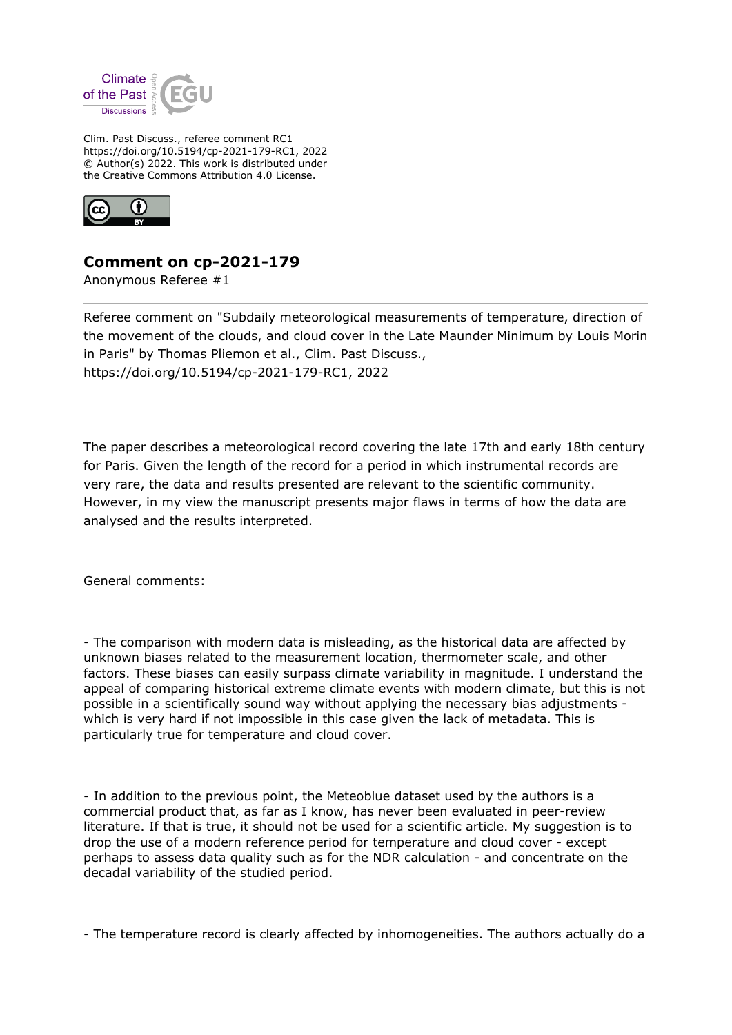Clim. Past Discuss., referee comment RC1
https://doi.org/10.5194/cp-2021-179-RC1, 2022
© Author(s) 2022. This work is distributed under
the Creative Commons Attribution 4.0 License.

## Comment on cp-2021-179

Anonymous Referee #1

Referee comment on "Subdaily meteorological measurements of temperature, direction of the movement of the clouds, and cloud cover in the Late Maunder Minimum by Louis Morin in Paris" by Thomas Pliemon et al., Clim. Past Discuss., https://doi.org/10.5194/cp-2021-179-RC1, 2022

The paper describes a meteorological record covering the late 17th and early 18th century for Paris. Given the length of the record for a period in which instrumental records are very rare, the data and results presented are relevant to the scientific community. However, in my view the manuscript presents major flaws in terms of how the data are analysed and the results interpreted.

General comments:

- The comparison with modern data is misleading, as the historical data are affected by unknown biases related to the measurement location, thermometer scale, and other factors. These biases can easily surpass climate variability in magnitude. I understand the appeal of comparing historical extreme climate events with modern climate, but this is not possible in a scientifically sound way without applying the necessary bias adjustments - which is very hard if not impossible in this case given the lack of metadata. This is particularly true for temperature and cloud cover.

- In addition to the previous point, the Meteoblue dataset used by the authors is a commercial product that, as far as I know, has never been evaluated in peer-review literature. If that is true, it should not be used for a scientific article. My suggestion is to drop the use of a modern reference period for temperature and cloud cover - except perhaps to assess data quality such as for the NDR calculation - and concentrate on the decadal variability of the studied period.

- The temperature record is clearly affected by inhomogeneities. The authors actually do a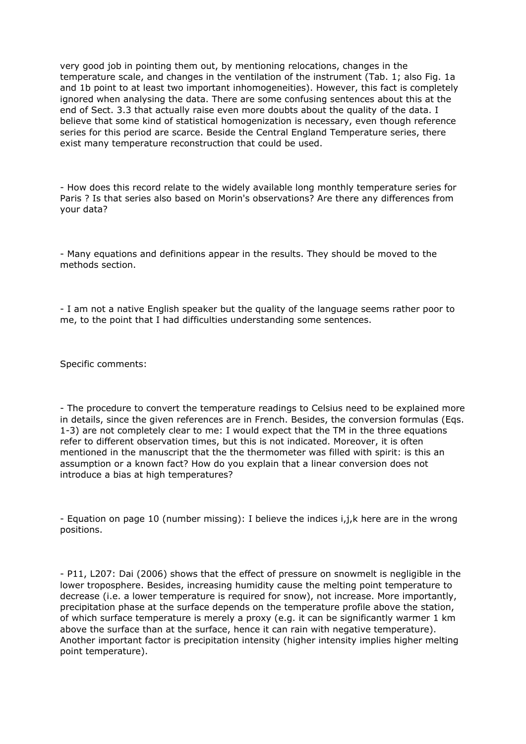very good job in pointing them out, by mentioning relocations, changes in the temperature scale, and changes in the ventilation of the instrument (Tab. 1; also Fig. 1a and 1b point to at least two important inhomogeneities). However, this fact is completely ignored when analysing the data. There are some confusing sentences about this at the end of Sect. 3.3 that actually raise even more doubts about the quality of the data. I believe that some kind of statistical homogenization is necessary, even though reference series for this period are scarce. Beside the Central England Temperature series, there exist many temperature reconstruction that could be used.

- How does this record relate to the widely available long monthly temperature series for Paris ? Is that series also based on Morin's observations? Are there any differences from your data?

- Many equations and definitions appear in the results. They should be moved to the methods section.

- I am not a native English speaker but the quality of the language seems rather poor to me, to the point that I had difficulties understanding some sentences.

Specific comments:

- The procedure to convert the temperature readings to Celsius need to be explained more in details, since the given references are in French. Besides, the conversion formulas (Eqs. 1-3) are not completely clear to me: I would expect that the TM in the three equations refer to different observation times, but this is not indicated. Moreover, it is often mentioned in the manuscript that the the thermometer was filled with spirit: is this an assumption or a known fact? How do you explain that a linear conversion does not introduce a bias at high temperatures?

- Equation on page 10 (number missing): I believe the indices i,j,k here are in the wrong positions.

- P11, L207: Dai (2006) shows that the effect of pressure on snowmelt is negligible in the lower troposphere. Besides, increasing humidity cause the melting point temperature to decrease (i.e. a lower temperature is required for snow), not increase. More importantly, precipitation phase at the surface depends on the temperature profile above the station, of which surface temperature is merely a proxy (e.g. it can be significantly warmer 1 km above the surface than at the surface, hence it can rain with negative temperature). Another important factor is precipitation intensity (higher intensity implies higher melting point temperature).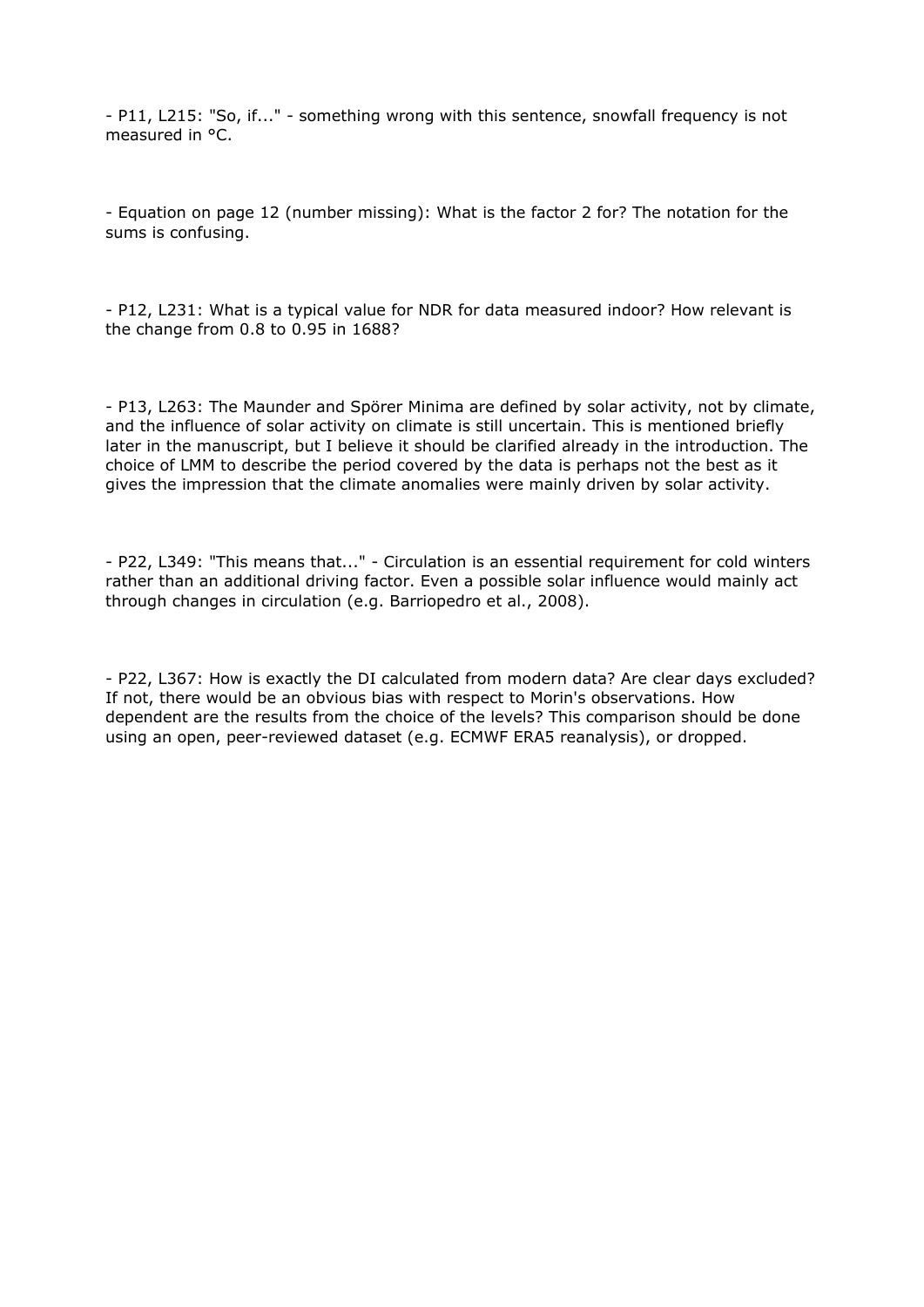- P11, L215: "So, if..." - something wrong with this sentence, snowfall frequency is not measured in °C.

- Equation on page 12 (number missing): What is the factor 2 for? The notation for the sums is confusing.

- P12, L231: What is a typical value for NDR for data measured indoor? How relevant is the change from 0.8 to 0.95 in 1688?

- P13, L263: The Maunder and Spörer Minima are defined by solar activity, not by climate, and the influence of solar activity on climate is still uncertain. This is mentioned briefly later in the manuscript, but I believe it should be clarified already in the introduction. The choice of LMM to describe the period covered by the data is perhaps not the best as it gives the impression that the climate anomalies were mainly driven by solar activity.

- P22, L349: "This means that..." - Circulation is an essential requirement for cold winters rather than an additional driving factor. Even a possible solar influence would mainly act through changes in circulation (e.g. Barriopedro et al., 2008).

- P22, L367: How is exactly the DI calculated from modern data? Are clear days excluded? If not, there would be an obvious bias with respect to Morin's observations. How dependent are the results from the choice of the levels? This comparison should be done using an open, peer-reviewed dataset (e.g. ECMWF ERA5 reanalysis), or dropped.